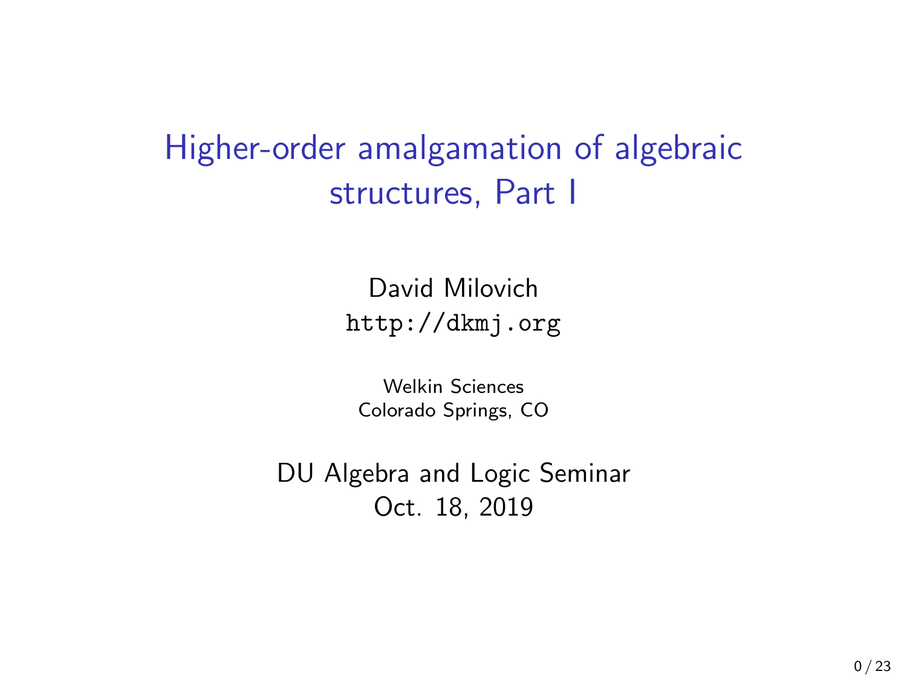# Higher-order amalgamation of algebraic structures, Part I

David Milovich
http://dkmj.org

Welkin Sciences
Colorado Springs, CO

DU Algebra and Logic Seminar
Oct. 18, 2019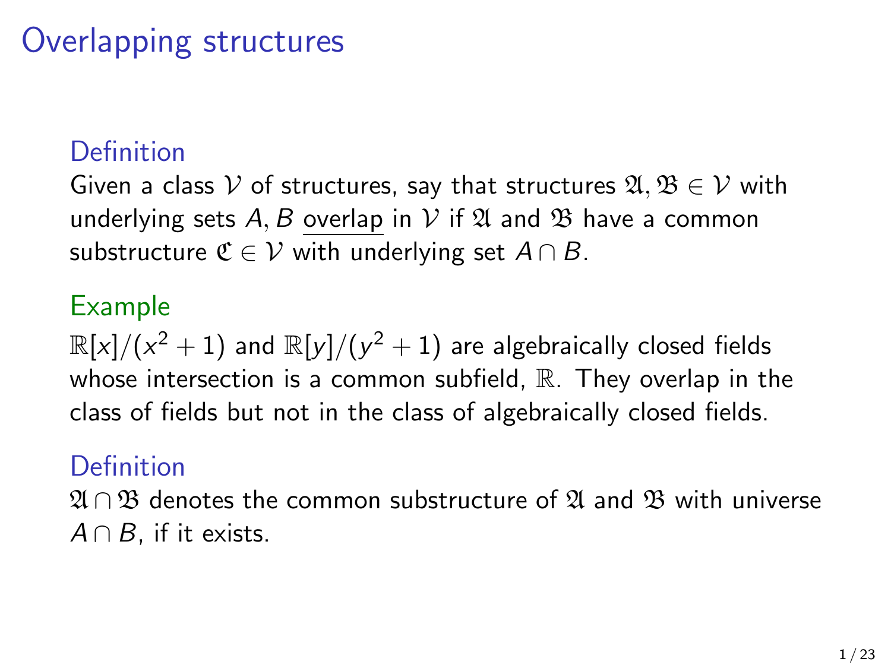# Overlapping structures

### Definition

Given a class $\mathcal{V}$ of structures, say that structures $\mathfrak{A}, \mathfrak{B} \in \mathcal{V}$ with underlying sets $A, B$ overlap in $\mathcal{V}$ if $\mathfrak{A}$ and $\mathfrak{B}$ have a common substructure $\mathfrak{C} \in \mathcal{V}$ with underlying set $A \cap B$.

### Example

$\mathbb{R}[x]/(x^2 + 1)$ and $\mathbb{R}[y]/(y^2 + 1)$ are algebraically closed fields whose intersection is a common subfield, $\mathbb{R}$. They overlap in the class of fields but not in the class of algebraically closed fields.

### Definition

$\mathfrak{A} \cap \mathfrak{B}$ denotes the common substructure of $\mathfrak{A}$ and $\mathfrak{B}$ with universe $A \cap B$, if it exists.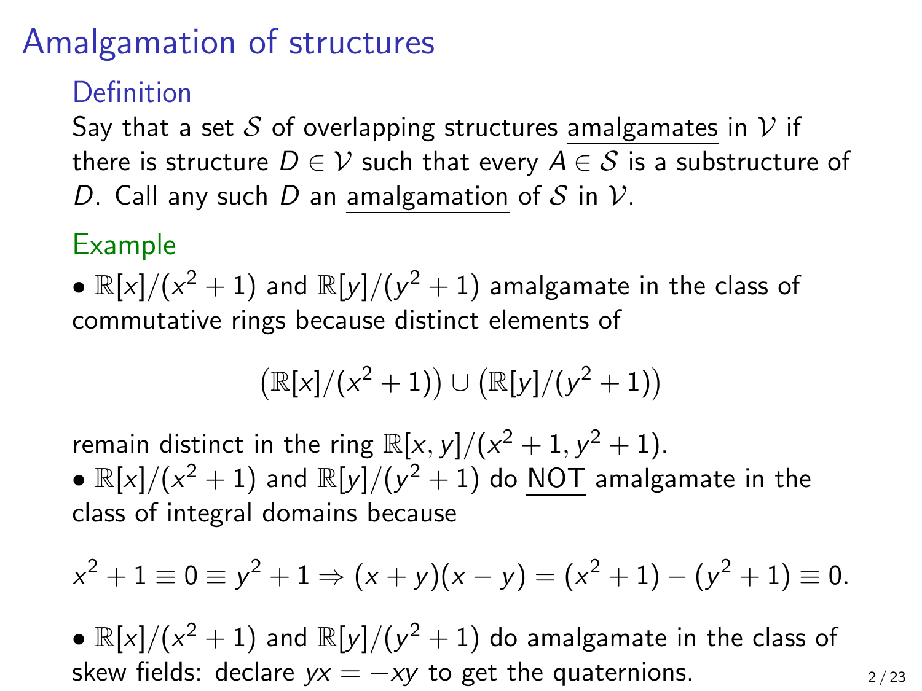# Amalgamation of structures

## Definition

Say that a set $\mathcal{S}$ of overlapping structures amalgamates in $\mathcal{V}$ if there is structure $D \in \mathcal{V}$ such that every $A \in \mathcal{S}$ is a substructure of $D$. Call any such $D$ an amalgamation of $\mathcal{S}$ in $\mathcal{V}$.

## Example

- $\mathbb{R}[x]/(x^2+1)$ and $\mathbb{R}[y]/(y^2+1)$ amalgamate in the class of commutative rings because distinct elements of

$$\left(\mathbb{R}[x]/(x^2+1)\right) \cup \left(\mathbb{R}[y]/(y^2+1)\right)$$

remain distinct in the ring $\mathbb{R}[x,y]/(x^2+1, y^2+1)$.

- $\mathbb{R}[x]/(x^2+1)$ and $\mathbb{R}[y]/(y^2+1)$ do NOT amalgamate in the class of integral domains because

$$x^2+1 \equiv 0 \equiv y^2+1 \Rightarrow (x+y)(x-y) = (x^2+1) - (y^2+1) \equiv 0.$$

- $\mathbb{R}[x]/(x^2+1)$ and $\mathbb{R}[y]/(y^2+1)$ do amalgamate in the class of skew fields: declare $yx = -xy$ to get the quaternions.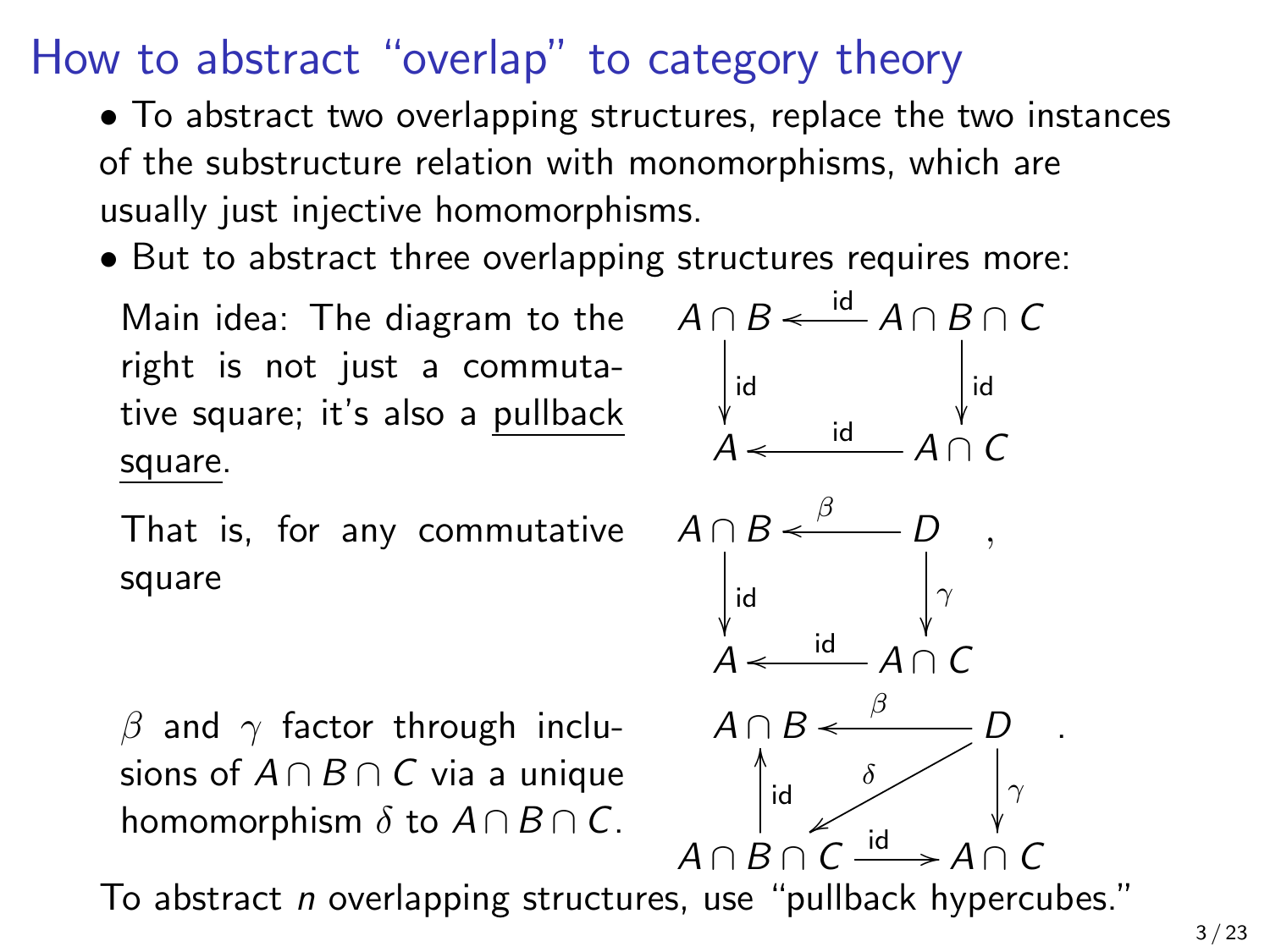# How to abstract "overlap" to category theory

- To abstract two overlapping structures, replace the two instances of the substructure relation with monomorphisms, which are usually just injective homomorphisms.
- But to abstract three overlapping structures requires more:

Main idea: The diagram to the right is not just a commutative square; it's also a pullback square.

$$\begin{array}{ccc} A \cap B & \xleftarrow{\text{id}} & A \cap B \cap C \\ \downarrow{\scriptstyle \text{id}} & & \downarrow{\scriptstyle \text{id}} \\ A & \xleftarrow{\text{id}} & A \cap C \end{array}$$

That is, for any commutative square

$$\begin{array}{ccc} A \cap B & \xleftarrow{\beta} & D \\ \downarrow{\scriptstyle \text{id}} & & \downarrow{\scriptstyle \gamma} \\ A & \xleftarrow{\text{id}} & A \cap C \end{array},$$

$\beta$ and $\gamma$ factor through inclusions of $A \cap B \cap C$ via a unique homomorphism $\delta$ to $A \cap B \cap C$.

$$\begin{array}{ccc} A \cap B & \xleftarrow{\beta} & D \\ \uparrow{\scriptstyle \text{id}} & \swarrow{\scriptstyle \delta} & \downarrow{\scriptstyle \gamma} \\ A \cap B \cap C & \xrightarrow{\text{id}} & A \cap C \end{array}.$$

To abstract $n$ overlapping structures, use "pullback hypercubes."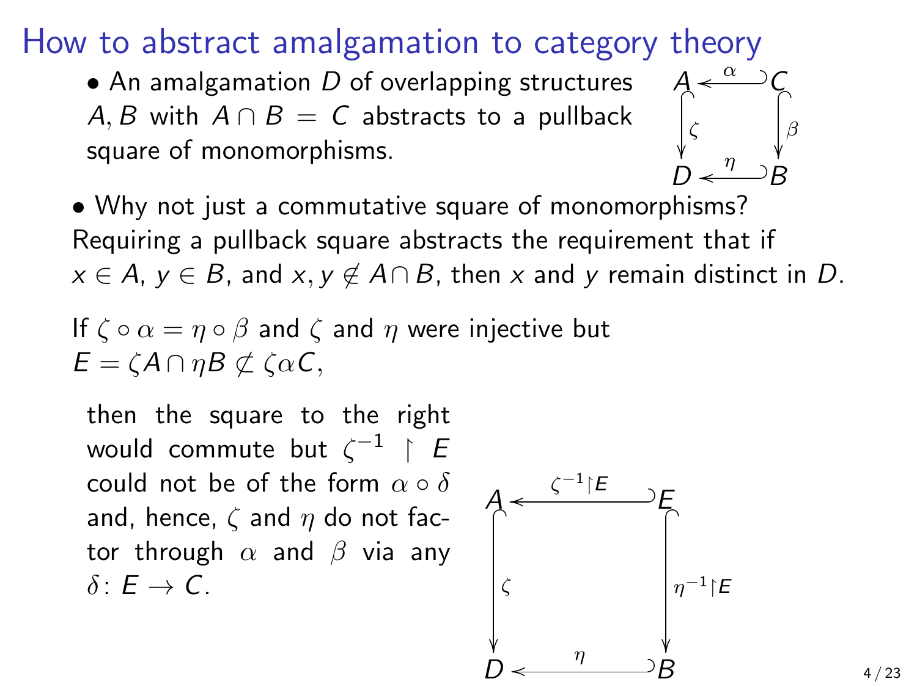# How to abstract amalgamation to category theory

- An amalgamation $D$ of overlapping structures $A, B$ with $A \cap B = C$ abstracts to a pullback square of monomorphisms.

$$\begin{array}{ccc} A & \xleftarrow{\alpha} & C \\ \downarrow \zeta & & \downarrow \beta \\ D & \xleftarrow{\eta} & B \end{array}$$

- Why not just a commutative square of monomorphisms? Requiring a pullback square abstracts the requirement that if $x \in A$, $y \in B$, and $x, y \notin A \cap B$, then $x$ and $y$ remain distinct in $D$.

If $\zeta \circ \alpha = \eta \circ \beta$ and $\zeta$ and $\eta$ were injective but $E = \zeta A \cap \eta B \not\subset \zeta \alpha C$,

then the square to the right would commute but $\zeta^{-1} \restriction E$ could not be of the form $\alpha \circ \delta$ and, hence, $\zeta$ and $\eta$ do not factor through $\alpha$ and $\beta$ via any $\delta \colon E \to C$.

$$\begin{array}{ccc} A & \xleftarrow{\zeta^{-1}\restriction E} & E \\ \downarrow \zeta & & \downarrow \eta^{-1}\restriction E \\ D & \xleftarrow{\eta} & B \end{array}$$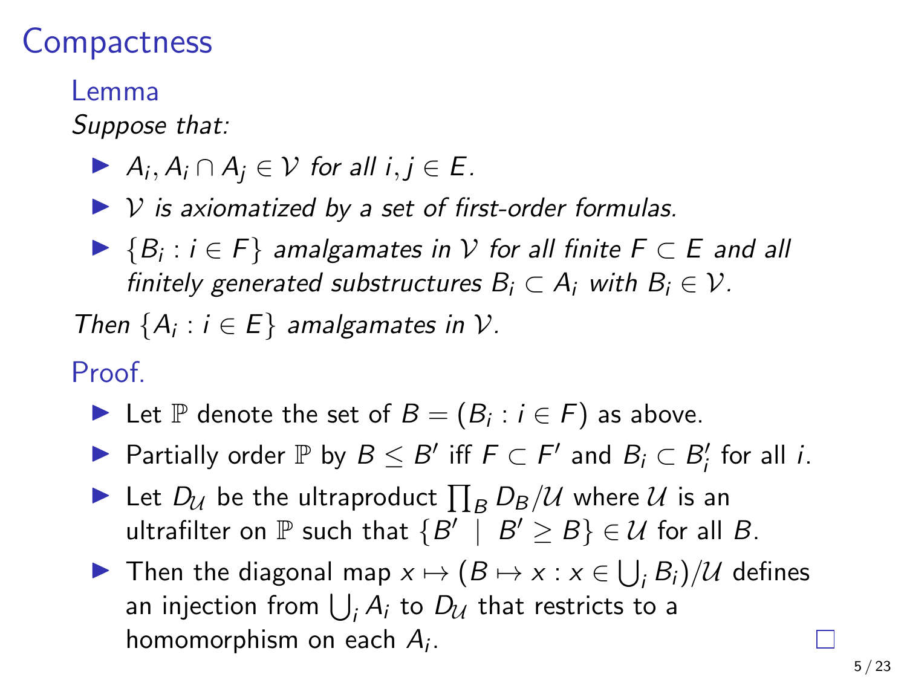# Compactness

## Lemma

*Suppose that:*

- $A_i, A_i \cap A_j \in \mathcal{V}$ *for all* $i, j \in E$.
- $\mathcal{V}$ *is axiomatized by a set of first-order formulas.*
- $\{B_i : i \in F\}$ *amalgamates in* $\mathcal{V}$ *for all finite* $F \subset E$ *and all finitely generated substructures* $B_i \subset A_i$ *with* $B_i \in \mathcal{V}$.

*Then* $\{A_i : i \in E\}$ *amalgamates in* $\mathcal{V}$.

## Proof.

- Let $\mathbb{P}$ denote the set of $B = (B_i : i \in F)$ as above.
- Partially order $\mathbb{P}$ by $B \leq B'$ iff $F \subset F'$ and $B_i \subset B'_i$ for all $i$.
- Let $D_{\mathcal{U}}$ be the ultraproduct $\prod_B D_B / \mathcal{U}$ where $\mathcal{U}$ is an ultrafilter on $\mathbb{P}$ such that $\{B' \mid B' \geq B\} \in \mathcal{U}$ for all $B$.
- Then the diagonal map $x \mapsto (B \mapsto x : x \in \bigcup_i B_i)/\mathcal{U}$ defines an injection from $\bigcup_i A_i$ to $D_{\mathcal{U}}$ that restricts to a homomorphism on each $A_i$. □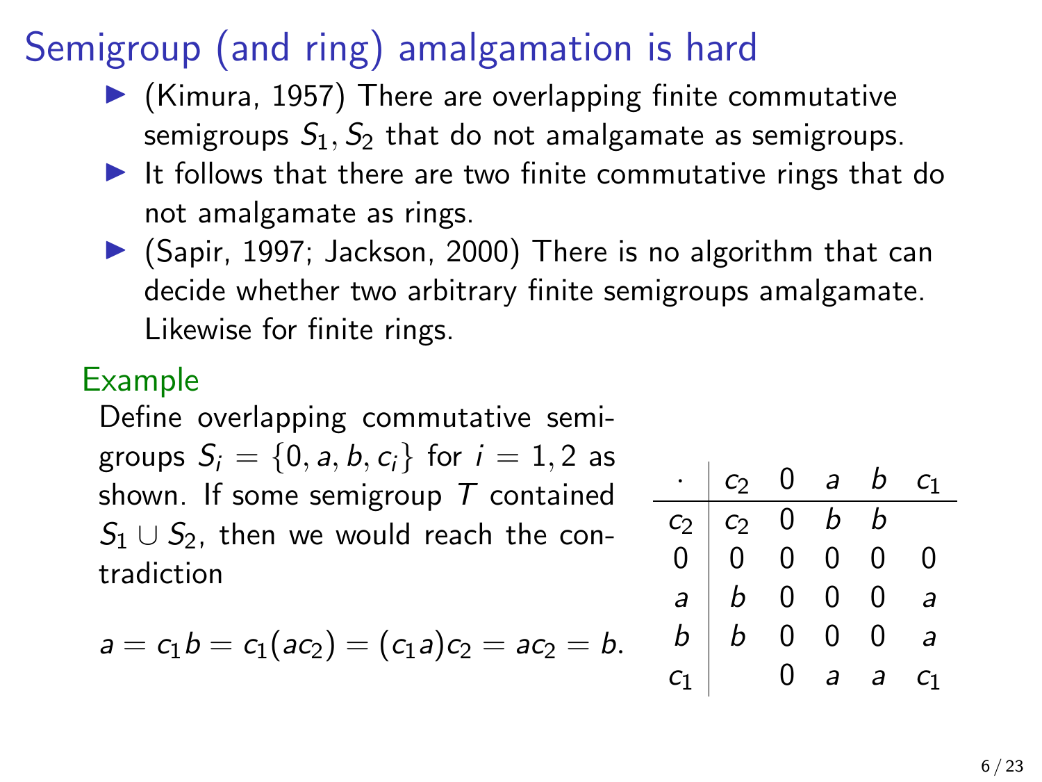# Semigroup (and ring) amalgamation is hard

- (Kimura, 1957) There are overlapping finite commutative semigroups $S_1, S_2$ that do not amalgamate as semigroups.
- It follows that there are two finite commutative rings that do not amalgamate as rings.
- (Sapir, 1997; Jackson, 2000) There is no algorithm that can decide whether two arbitrary finite semigroups amalgamate. Likewise for finite rings.

## Example

Define overlapping commutative semigroups $S_i = \{0, a, b, c_i\}$ for $i = 1, 2$ as shown. If some semigroup $T$ contained $S_1 \cup S_2$, then we would reach the contradiction

$$a = c_1 b = c_1(ac_2) = (c_1 a)c_2 = ac_2 = b.$$

| $\cdot$ | $c_2$ | $0$ | $a$ | $b$ | $c_1$ |
|---|---|---|---|---|---|
| $c_2$ | $c_2$ | $0$ | $b$ | $b$ | |
| $0$ | $0$ | $0$ | $0$ | $0$ | $0$ |
| $a$ | $b$ | $0$ | $0$ | $0$ | $a$ |
| $b$ | $b$ | $0$ | $0$ | $0$ | $a$ |
| $c_1$ | | $0$ | $a$ | $a$ | $c_1$ |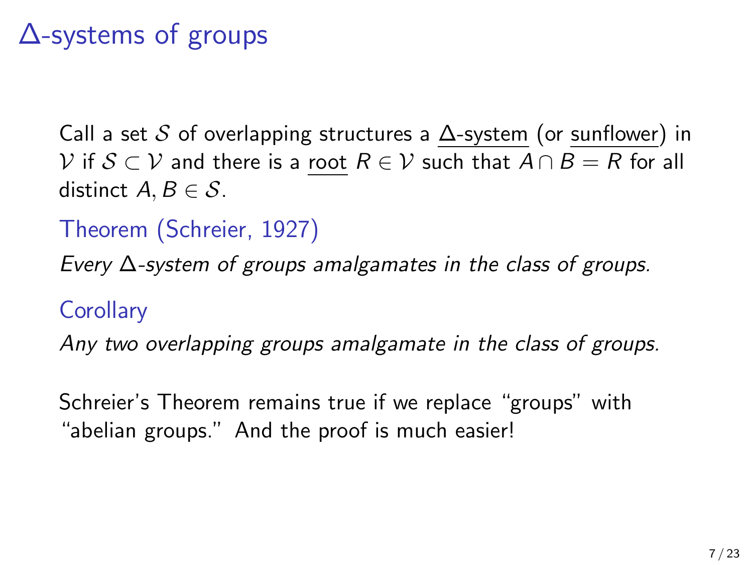# Δ-systems of groups

Call a set $\mathcal{S}$ of overlapping structures a <u>Δ-system</u> (or <u>sunflower</u>) in $\mathcal{V}$ if $\mathcal{S} \subset \mathcal{V}$ and there is a <u>root</u> $R \in \mathcal{V}$ such that $A \cap B = R$ for all distinct $A, B \in \mathcal{S}$.

**Theorem (Schreier, 1927)**

*Every Δ-system of groups amalgamates in the class of groups.*

**Corollary**

*Any two overlapping groups amalgamate in the class of groups.*

Schreier's Theorem remains true if we replace "groups" with "abelian groups." And the proof is much easier!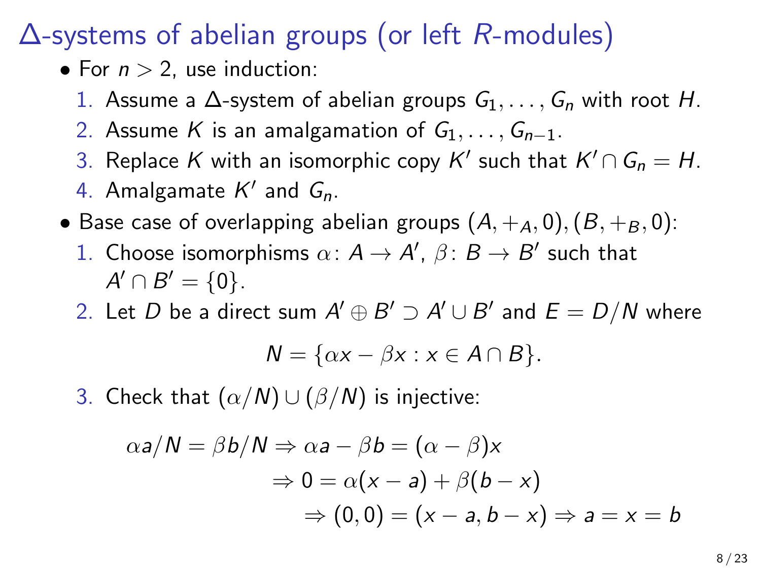# $\Delta$-systems of abelian groups (or left $R$-modules)

- For $n > 2$, use induction:
  1. Assume a $\Delta$-system of abelian groups $G_1, \ldots, G_n$ with root $H$.
  2. Assume $K$ is an amalgamation of $G_1, \ldots, G_{n-1}$.
  3. Replace $K$ with an isomorphic copy $K'$ such that $K' \cap G_n = H$.
  4. Amalgamate $K'$ and $G_n$.
- Base case of overlapping abelian groups $(A, +_A, 0), (B, +_B, 0)$:
  1. Choose isomorphisms $\alpha \colon A \to A'$, $\beta \colon B \to B'$ such that $A' \cap B' = \{0\}$.
  2. Let $D$ be a direct sum $A' \oplus B' \supset A' \cup B'$ and $E = D/N$ where

$$N = \{\alpha x - \beta x : x \in A \cap B\}.$$

  3. Check that $(\alpha/N) \cup (\beta/N)$ is injective:

$$\begin{aligned}
\alpha a/N = \beta b/N \Rightarrow \alpha a - \beta b &= (\alpha - \beta)x \\
\Rightarrow 0 &= \alpha(x - a) + \beta(b - x) \\
\Rightarrow (0,0) &= (x - a, b - x) \Rightarrow a = x = b
\end{aligned}$$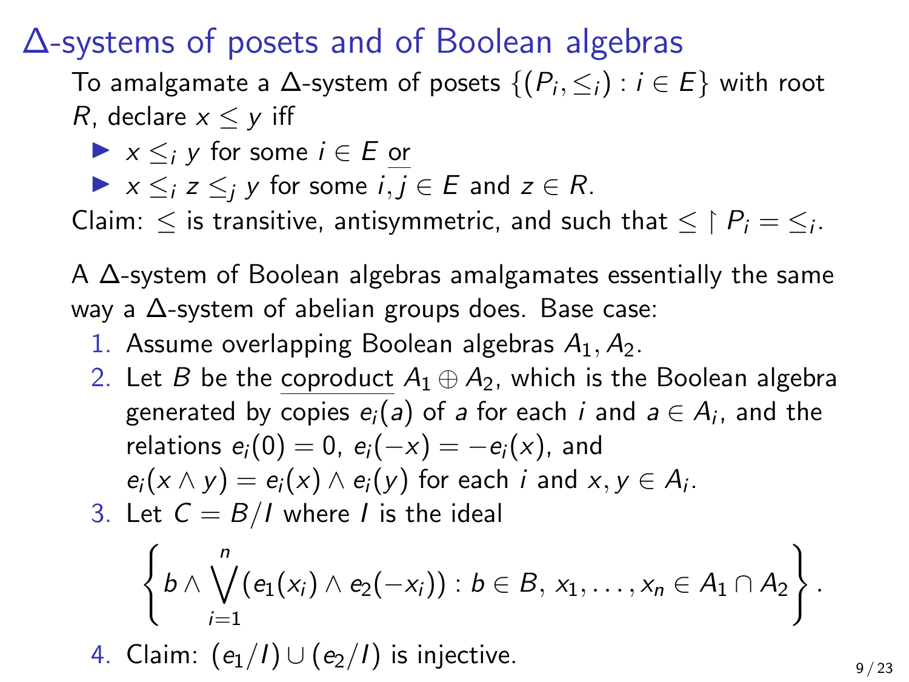## $\Delta$-systems of posets and of Boolean algebras

To amalgamate a $\Delta$-system of posets $\{(P_i, \leq_i) : i \in E\}$ with root $R$, declare $x \leq y$ iff

- $x \leq_i y$ for some $i \in E$ or
- $x \leq_i z \leq_j y$ for some $i, j \in E$ and $z \in R$.

Claim: $\leq$ is transitive, antisymmetric, and such that $\leq \restriction P_i = \leq_i$.

A $\Delta$-system of Boolean algebras amalgamates essentially the same way a $\Delta$-system of abelian groups does. Base case:

1. Assume overlapping Boolean algebras $A_1, A_2$.
2. Let $B$ be the coproduct $A_1 \oplus A_2$, which is the Boolean algebra generated by copies $e_i(a)$ of $a$ for each $i$ and $a \in A_i$, and the relations $e_i(0) = 0$, $e_i(-x) = -e_i(x)$, and $e_i(x \wedge y) = e_i(x) \wedge e_i(y)$ for each $i$ and $x, y \in A_i$.
3. Let $C = B/I$ where $I$ is the ideal
$$\left\{ b \wedge \bigvee_{i=1}^{n} (e_1(x_i) \wedge e_2(-x_i)) : b \in B,\, x_1, \ldots, x_n \in A_1 \cap A_2 \right\}.$$
4. Claim: $(e_1/I) \cup (e_2/I)$ is injective.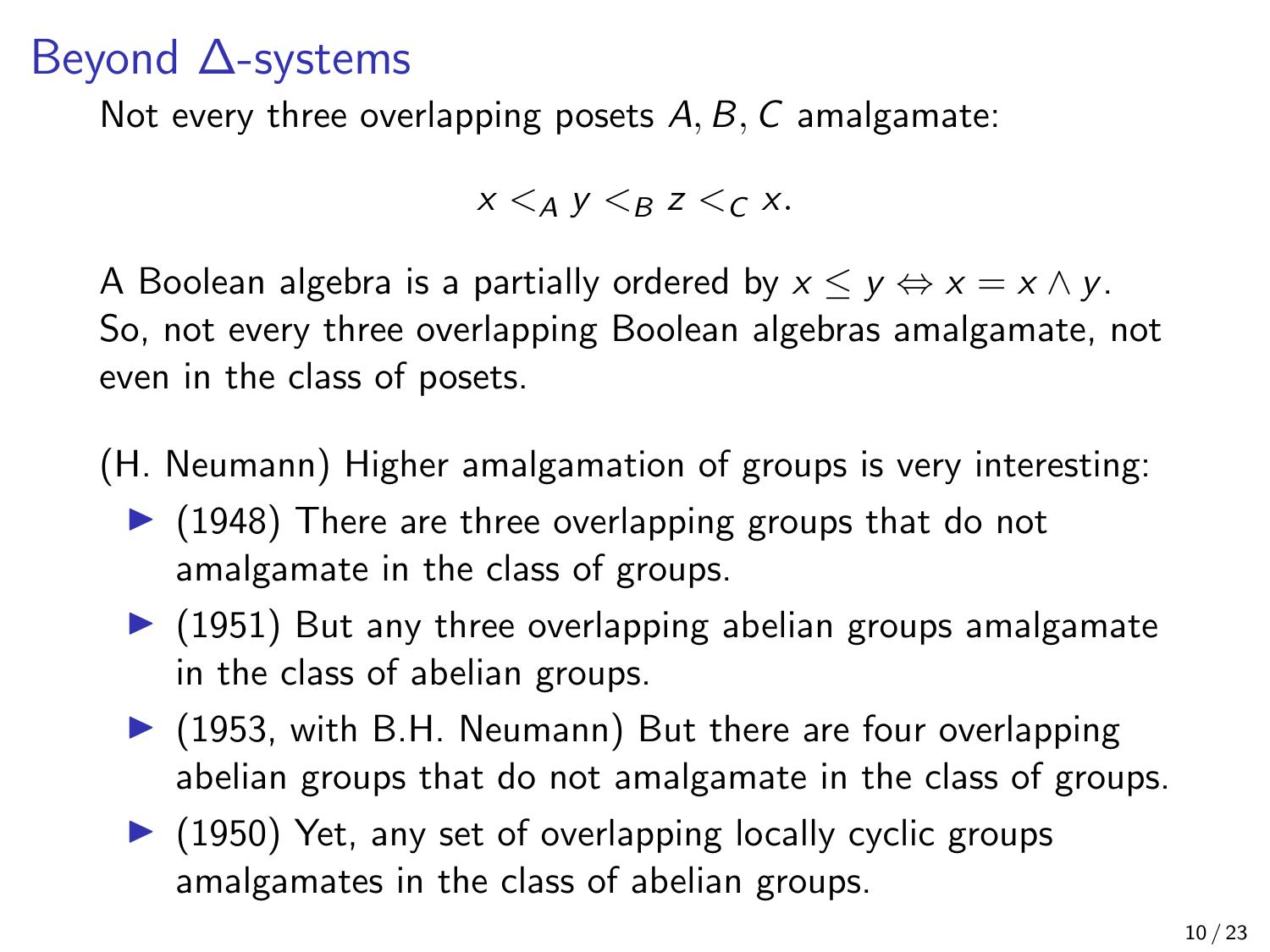# Beyond Δ-systems

Not every three overlapping posets $A, B, C$ amalgamate:

$$x <_A y <_B z <_C x.$$

A Boolean algebra is a partially ordered by $x \leq y \Leftrightarrow x = x \wedge y$. So, not every three overlapping Boolean algebras amalgamate, not even in the class of posets.

(H. Neumann) Higher amalgamation of groups is very interesting:

- (1948) There are three overlapping groups that do not amalgamate in the class of groups.
- (1951) But any three overlapping abelian groups amalgamate in the class of abelian groups.
- (1953, with B.H. Neumann) But there are four overlapping abelian groups that do not amalgamate in the class of groups.
- (1950) Yet, any set of overlapping locally cyclic groups amalgamates in the class of abelian groups.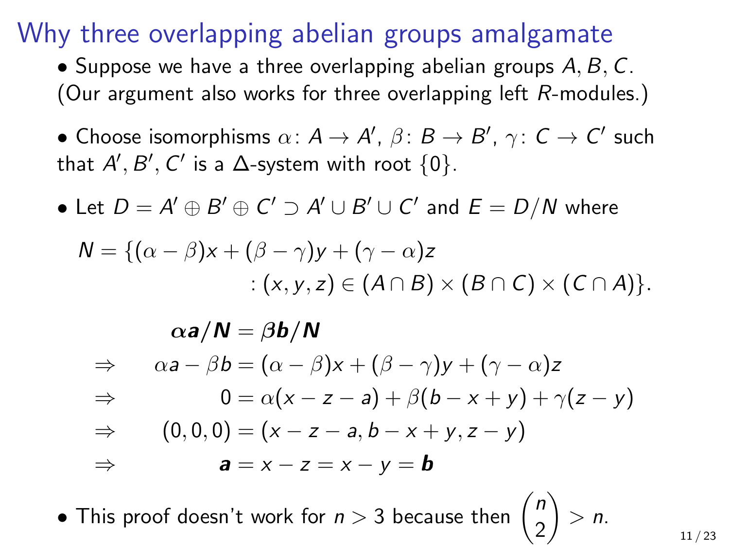# Why three overlapping abelian groups amalgamate

- Suppose we have a three overlapping abelian groups $A, B, C$. (Our argument also works for three overlapping left $R$-modules.)

- Choose isomorphisms $\alpha\colon A \to A'$, $\beta\colon B \to B'$, $\gamma\colon C \to C'$ such that $A', B', C'$ is a $\Delta$-system with root $\{0\}$.

- Let $D = A' \oplus B' \oplus C' \supset A' \cup B' \cup C'$ and $E = D/N$ where

$$N = \{(\alpha - \beta)x + (\beta - \gamma)y + (\gamma - \alpha)z \\ : (x, y, z) \in (A \cap B) \times (B \cap C) \times (C \cap A)\}.$$

$$\begin{aligned}
& \boldsymbol{\alpha a/N = \beta b/N} \\
\Rightarrow \quad & \alpha a - \beta b = (\alpha - \beta)x + (\beta - \gamma)y + (\gamma - \alpha)z \\
\Rightarrow \quad & 0 = \alpha(x - z - a) + \beta(b - x + y) + \gamma(z - y) \\
\Rightarrow \quad & (0, 0, 0) = (x - z - a, b - x + y, z - y) \\
\Rightarrow \quad & \boldsymbol{a} = x - z = x - y = \boldsymbol{b}
\end{aligned}$$

- This proof doesn't work for $n > 3$ because then $\binom{n}{2} > n$.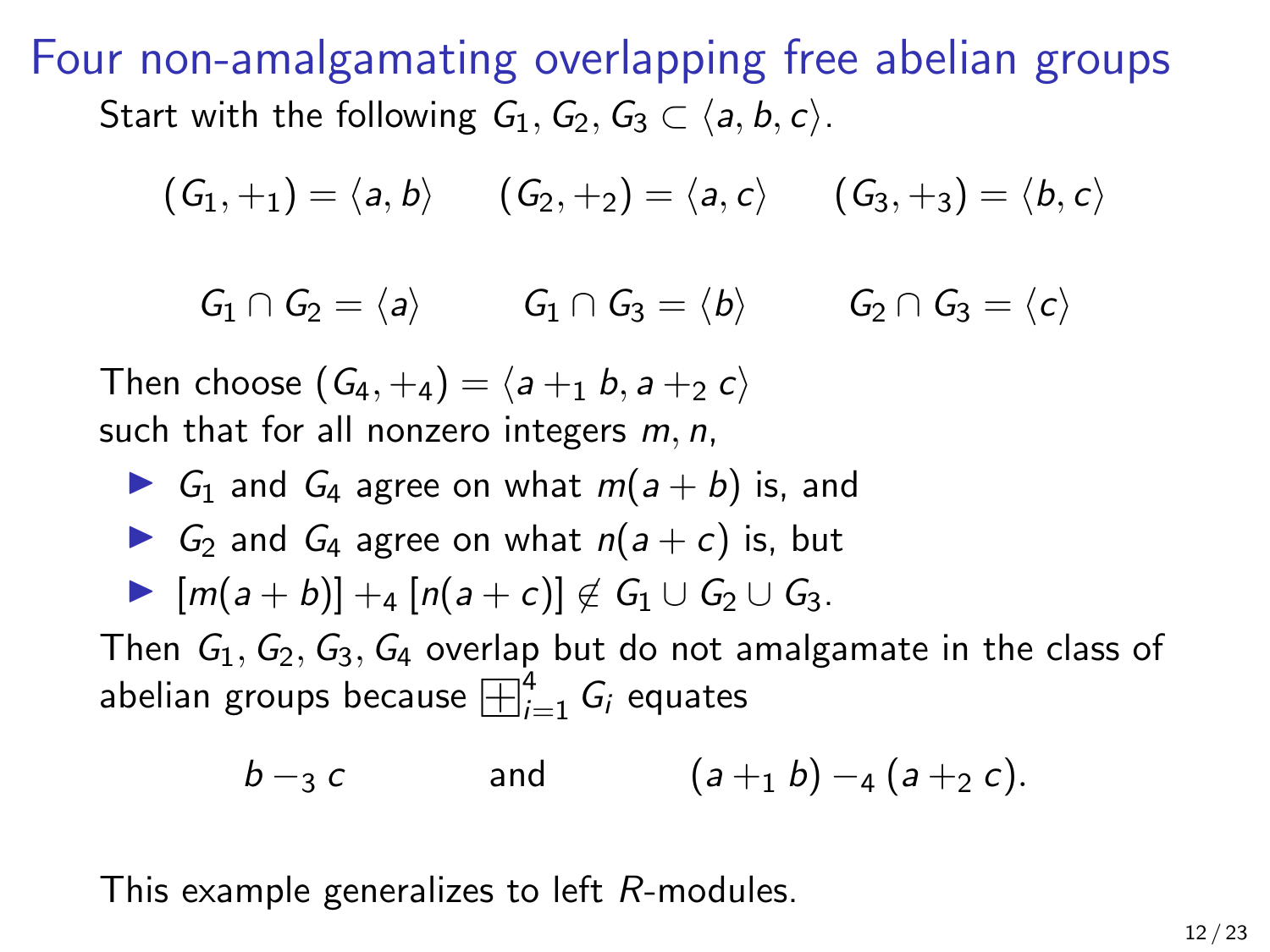# Four non-amalgamating overlapping free abelian groups

Start with the following $G_1, G_2, G_3 \subset \langle a, b, c \rangle$.

$$(G_1, +_1) = \langle a, b \rangle \qquad (G_2, +_2) = \langle a, c \rangle \qquad (G_3, +_3) = \langle b, c \rangle$$

$$G_1 \cap G_2 = \langle a \rangle \qquad G_1 \cap G_3 = \langle b \rangle \qquad G_2 \cap G_3 = \langle c \rangle$$

Then choose $(G_4, +_4) = \langle a +_1 b, a +_2 c \rangle$ such that for all nonzero integers $m, n$,

- $G_1$ and $G_4$ agree on what $m(a + b)$ is, and
- $G_2$ and $G_4$ agree on what $n(a + c)$ is, but
- $[m(a + b)] +_4 [n(a + c)] \notin G_1 \cup G_2 \cup G_3$.

Then $G_1, G_2, G_3, G_4$ overlap but do not amalgamate in the class of abelian groups because $\boxplus_{i=1}^{4} G_i$ equates

$$b -_3 c \qquad \text{and} \qquad (a +_1 b) -_4 (a +_2 c).$$

This example generalizes to left $R$-modules.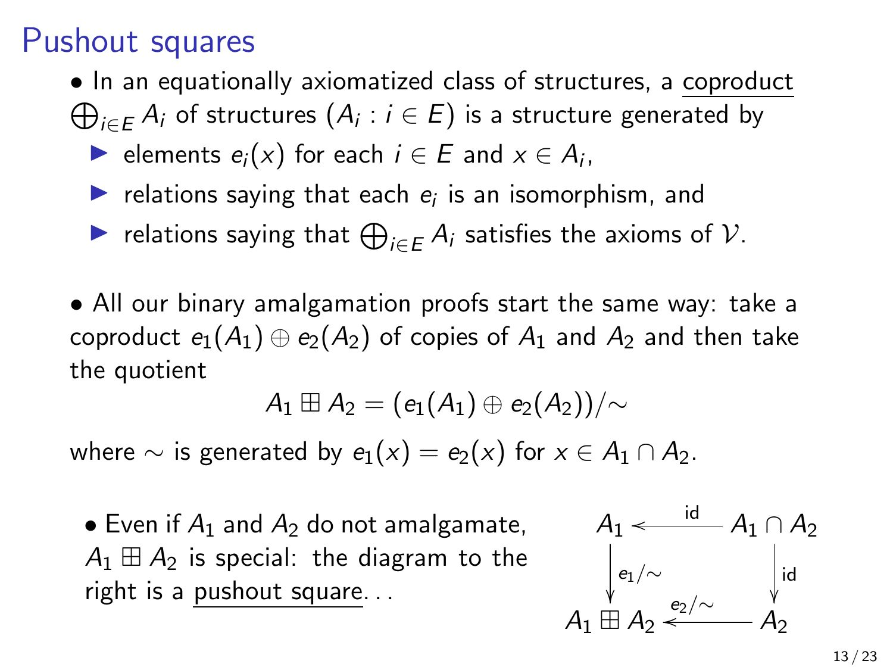# Pushout squares

- In an equationally axiomatized class of structures, a coproduct $\bigoplus_{i \in E} A_i$ of structures $(A_i : i \in E)$ is a structure generated by
  - elements $e_i(x)$ for each $i \in E$ and $x \in A_i$,
  - relations saying that each $e_i$ is an isomorphism, and
  - relations saying that $\bigoplus_{i \in E} A_i$ satisfies the axioms of $\mathcal{V}$.

- All our binary amalgamation proofs start the same way: take a coproduct $e_1(A_1) \oplus e_2(A_2)$ of copies of $A_1$ and $A_2$ and then take the quotient

$$A_1 \boxplus A_2 = (e_1(A_1) \oplus e_2(A_2))/\sim$$

where $\sim$ is generated by $e_1(x) = e_2(x)$ for $x \in A_1 \cap A_2$.

- Even if $A_1$ and $A_2$ do not amalgamate, $A_1 \boxplus A_2$ is special: the diagram to the right is a pushout square...

$$\begin{array}{ccc} A_1 & \xleftarrow{\text{id}} & A_1 \cap A_2 \\ \downarrow{\scriptstyle e_1/\sim} & & \downarrow{\scriptstyle \text{id}} \\ A_1 \boxplus A_2 & \xleftarrow{e_2/\sim} & A_2 \end{array}$$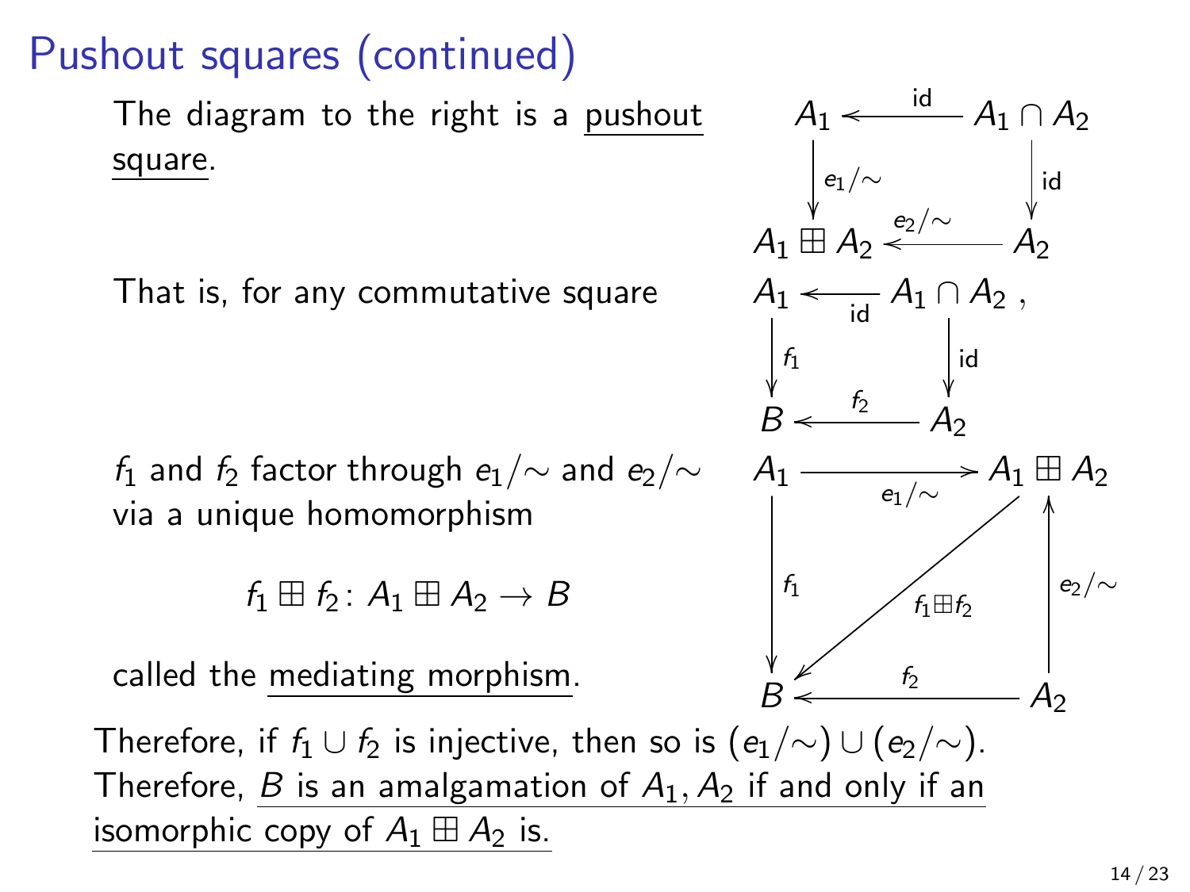# Pushout squares (continued)

The diagram to the right is a pushout square.

$$\begin{array}{ccc} A_1 & \xleftarrow{\text{id}} & A_1 \cap A_2 \\ \downarrow{\scriptstyle e_1/\sim} & & \downarrow{\scriptstyle \text{id}} \\ A_1 \boxplus A_2 & \xleftarrow{e_2/\sim} & A_2 \end{array}$$

That is, for any commutative square

$$\begin{array}{ccc} A_1 & \xleftarrow{\text{id}} & A_1 \cap A_2 \\ \downarrow{\scriptstyle f_1} & & \downarrow{\scriptstyle \text{id}} \\ B & \xleftarrow{f_2} & A_2 \end{array},$$

$f_1$ and $f_2$ factor through $e_1/\sim$ and $e_2/\sim$ via a unique homomorphism

$$f_1 \boxplus f_2 \colon A_1 \boxplus A_2 \to B$$

called the mediating morphism.

$$\begin{array}{ccc} A_1 & \xrightarrow{e_1/\sim} & A_1 \boxplus A_2 \\ \downarrow{\scriptstyle f_1} & \swarrow{\scriptstyle f_1 \boxplus f_2} & \uparrow{\scriptstyle e_2/\sim} \\ B & \xleftarrow{f_2} & A_2 \end{array}$$

Therefore, if $f_1 \cup f_2$ is injective, then so is $(e_1/\sim) \cup (e_2/\sim)$. Therefore, $B$ is an amalgamation of $A_1, A_2$ if and only if an isomorphic copy of $A_1 \boxplus A_2$ is.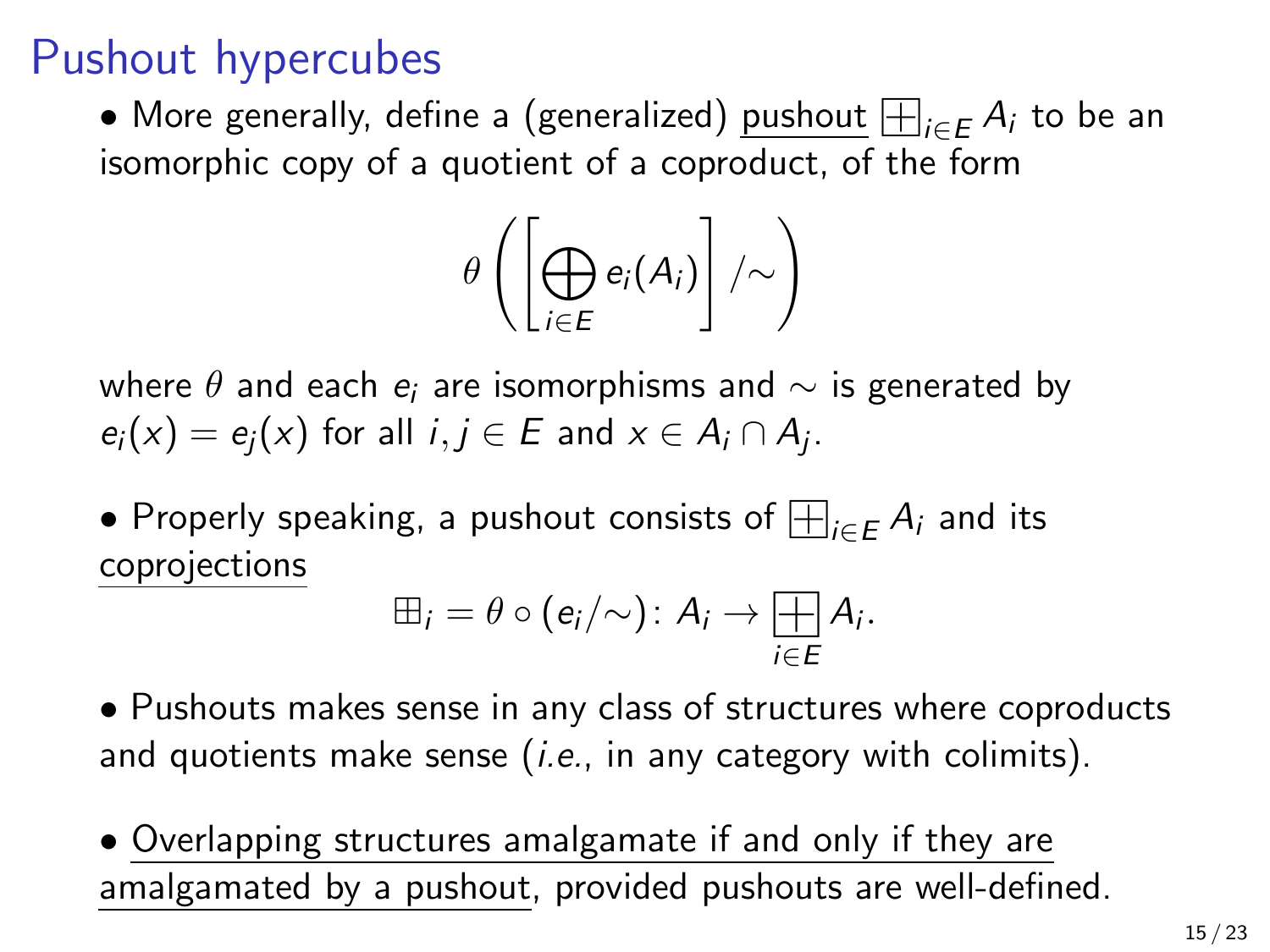# Pushout hypercubes

- More generally, define a (generalized) pushout $\boxplus_{i \in E} A_i$ to be an isomorphic copy of a quotient of a coproduct, of the form

$$\theta\left(\left[\bigoplus_{i \in E} e_i(A_i)\right] /\!\sim\right)$$

where $\theta$ and each $e_i$ are isomorphisms and $\sim$ is generated by $e_i(x) = e_j(x)$ for all $i, j \in E$ and $x \in A_i \cap A_j$.

- Properly speaking, a pushout consists of $\boxplus_{i \in E} A_i$ and its coprojections

$$\boxplus_i = \theta \circ (e_i/\!\sim) \colon A_i \to \boxplus_{i \in E} A_i.$$

- Pushouts makes sense in any class of structures where coproducts and quotients make sense (*i.e.*, in any category with colimits).

- Overlapping structures amalgamate if and only if they are amalgamated by a pushout, provided pushouts are well-defined.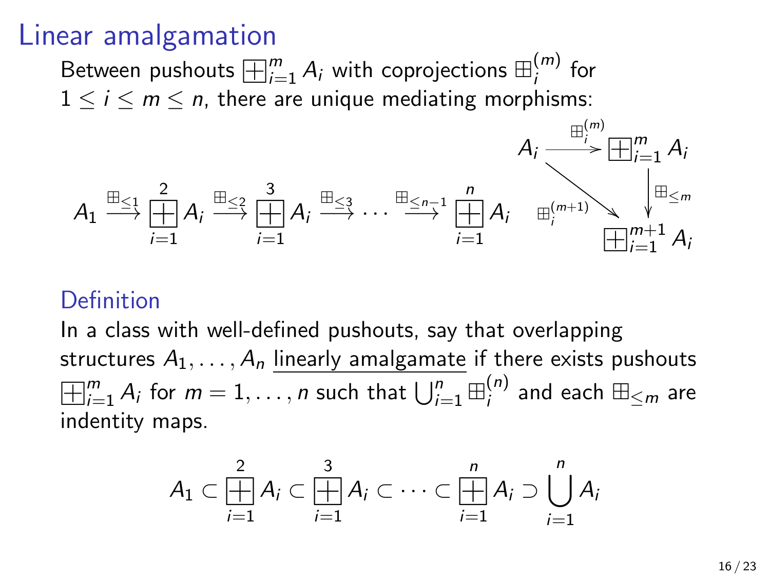# Linear amalgamation

Between pushouts $\boxplus_{i=1}^{m} A_i$ with coprojections $\boxplus_i^{(m)}$ for $1 \le i \le m \le n$, there are unique mediating morphisms:

$$A_1 \xrightarrow{\boxplus_{\le 1}} \boxplus_{i=1}^{2} A_i \xrightarrow{\boxplus_{\le 2}} \boxplus_{i=1}^{3} A_i \xrightarrow{\boxplus_{\le 3}} \cdots \xrightarrow{\boxplus_{\le n-1}} \boxplus_{i=1}^{n} A_i$$

$$A_i \xrightarrow{\boxplus_i^{(m)}} \boxplus_{i=1}^{m} A_i, \qquad \boxplus_{i=1}^{m} A_i \xrightarrow{\boxplus_{\le m}} \boxplus_{i=1}^{m+1} A_i, \qquad A_i \xrightarrow{\boxplus_i^{(m+1)}} \boxplus_{i=1}^{m+1} A_i$$

## Definition

In a class with well-defined pushouts, say that overlapping structures $A_1, \ldots, A_n$ <u>linearly amalgamate</u> if there exists pushouts $\boxplus_{i=1}^{m} A_i$ for $m = 1, \ldots, n$ such that $\bigcup_{i=1}^{n} \boxplus_i^{(n)}$ and each $\boxplus_{\le m}$ are indentity maps.

$$A_1 \subset \boxplus_{i=1}^{2} A_i \subset \boxplus_{i=1}^{3} A_i \subset \cdots \subset \boxplus_{i=1}^{n} A_i \supset \bigcup_{i=1}^{n} A_i$$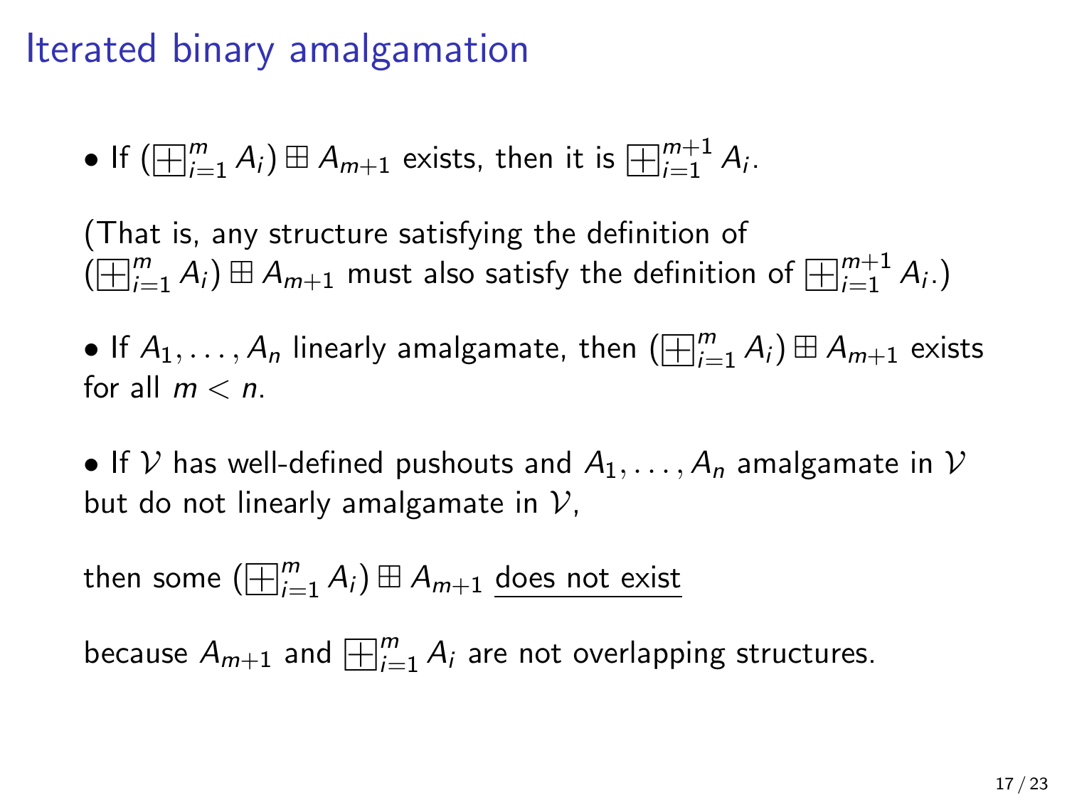# Iterated binary amalgamation

- If $(\boxplus_{i=1}^{m} A_i) \boxplus A_{m+1}$ exists, then it is $\boxplus_{i=1}^{m+1} A_i$.

(That is, any structure satisfying the definition of $(\boxplus_{i=1}^{m} A_i) \boxplus A_{m+1}$ must also satisfy the definition of $\boxplus_{i=1}^{m+1} A_i$.)

- If $A_1, \ldots, A_n$ linearly amalgamate, then $(\boxplus_{i=1}^{m} A_i) \boxplus A_{m+1}$ exists for all $m < n$.

- If $\mathcal{V}$ has well-defined pushouts and $A_1, \ldots, A_n$ amalgamate in $\mathcal{V}$ but do not linearly amalgamate in $\mathcal{V}$,

then some $(\boxplus_{i=1}^{m} A_i) \boxplus A_{m+1}$ does not exist

because $A_{m+1}$ and $\boxplus_{i=1}^{m} A_i$ are not overlapping structures.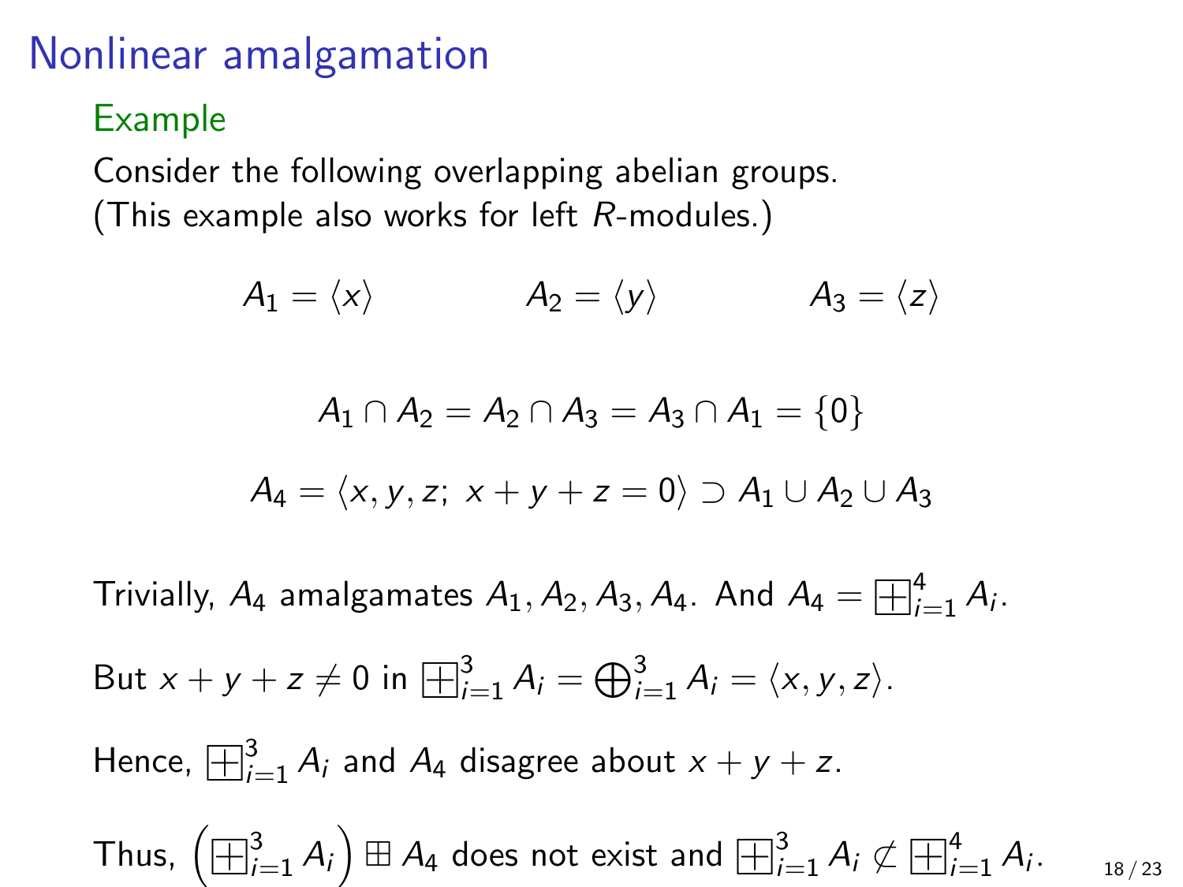# Nonlinear amalgamation

## Example

Consider the following overlapping abelian groups.
(This example also works for left $R$-modules.)

$$A_1 = \langle x \rangle \qquad A_2 = \langle y \rangle \qquad A_3 = \langle z \rangle$$

$$A_1 \cap A_2 = A_2 \cap A_3 = A_3 \cap A_1 = \{0\}$$

$$A_4 = \langle x, y, z;\ x + y + z = 0 \rangle \supset A_1 \cup A_2 \cup A_3$$

Trivially, $A_4$ amalgamates $A_1, A_2, A_3, A_4$. And $A_4 = \boxplus_{i=1}^{4} A_i$.

But $x + y + z \neq 0$ in $\boxplus_{i=1}^{3} A_i = \bigoplus_{i=1}^{3} A_i = \langle x, y, z \rangle$.

Hence, $\boxplus_{i=1}^{3} A_i$ and $A_4$ disagree about $x + y + z$.

Thus, $\left(\boxplus_{i=1}^{3} A_i\right) \boxplus A_4$ does not exist and $\boxplus_{i=1}^{3} A_i \not\subset \boxplus_{i=1}^{4} A_i$.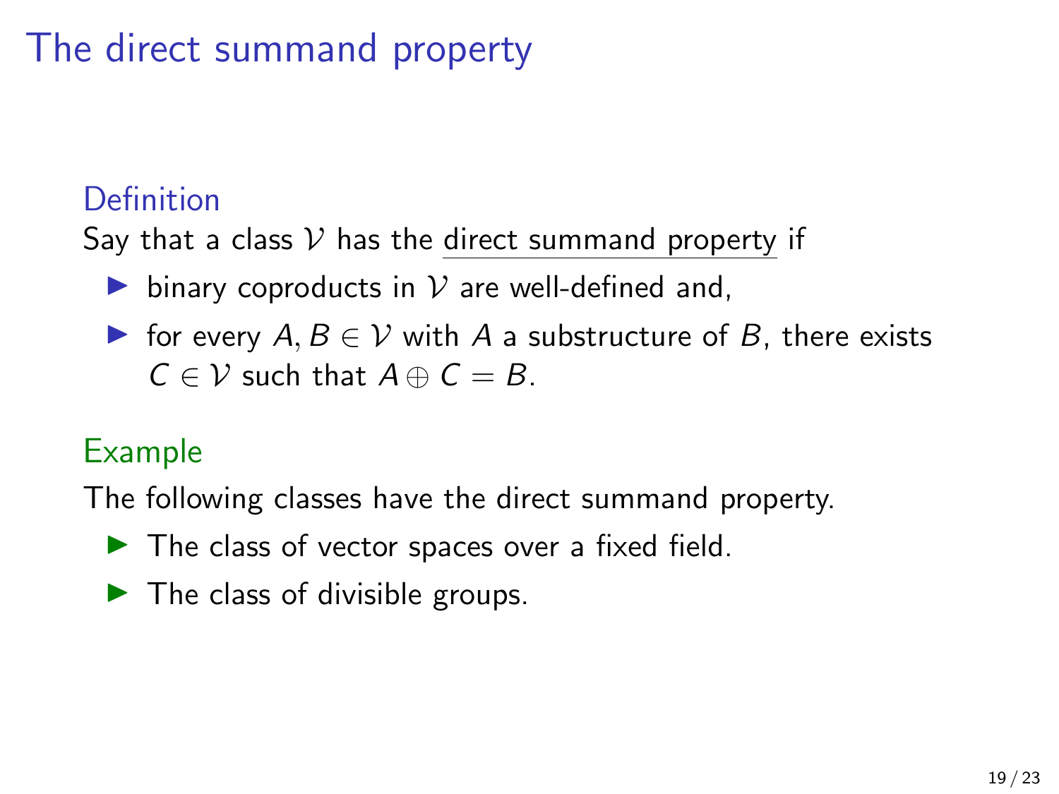# The direct summand property

**Definition**

Say that a class $\mathcal{V}$ has the direct summand property if

- binary coproducts in $\mathcal{V}$ are well-defined and,
- for every $A, B \in \mathcal{V}$ with $A$ a substructure of $B$, there exists $C \in \mathcal{V}$ such that $A \oplus C = B$.

**Example**

The following classes have the direct summand property.

- The class of vector spaces over a fixed field.
- The class of divisible groups.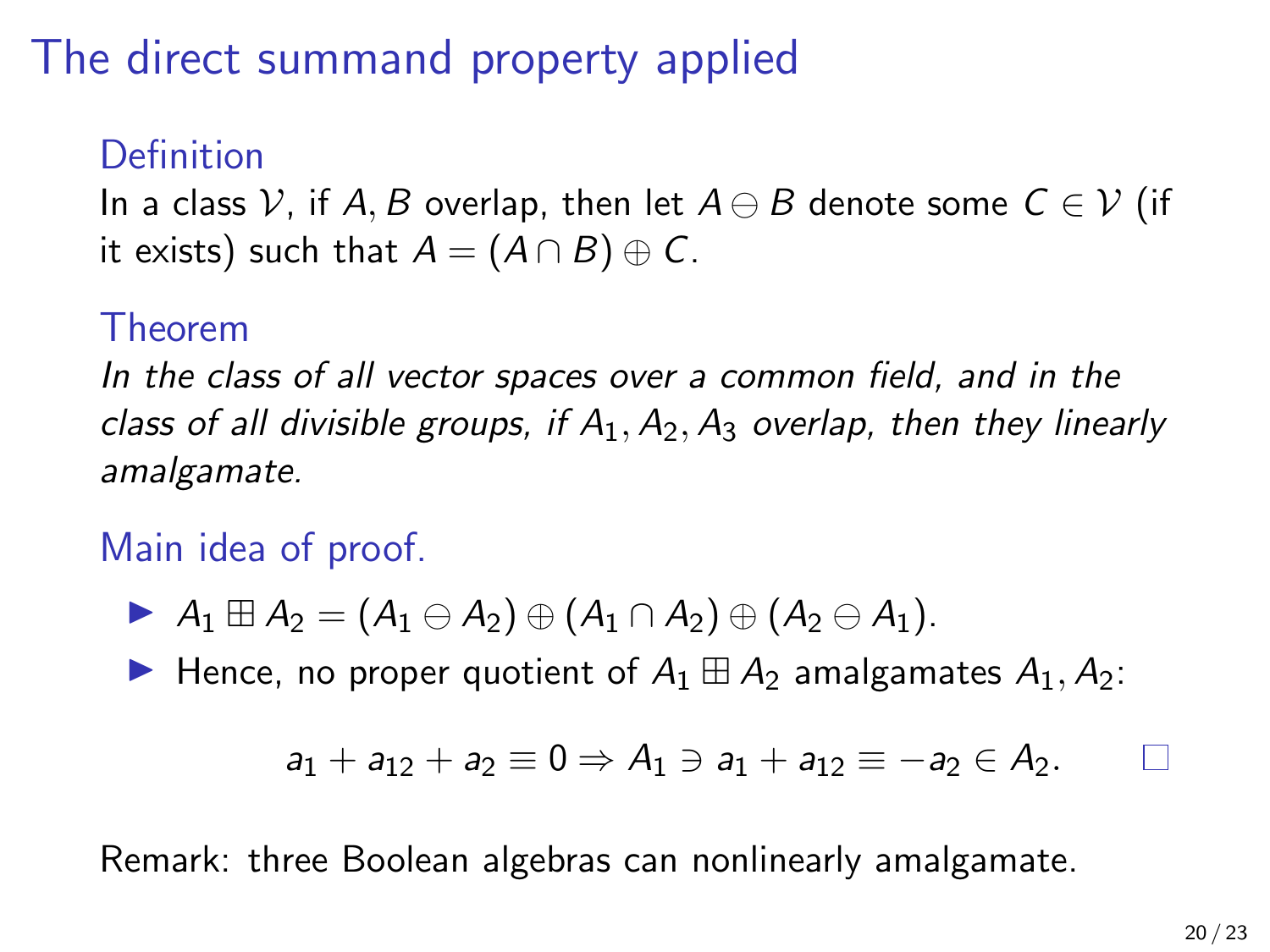# The direct summand property applied

### Definition

In a class $\mathcal{V}$, if $A, B$ overlap, then let $A \ominus B$ denote some $C \in \mathcal{V}$ (if it exists) such that $A = (A \cap B) \oplus C$.

### Theorem

*In the class of all vector spaces over a common field, and in the class of all divisible groups, if $A_1, A_2, A_3$ overlap, then they linearly amalgamate.*

### Main idea of proof.

- $A_1 \boxplus A_2 = (A_1 \ominus A_2) \oplus (A_1 \cap A_2) \oplus (A_2 \ominus A_1)$.
- Hence, no proper quotient of $A_1 \boxplus A_2$ amalgamates $A_1, A_2$:

$$a_1 + a_{12} + a_2 \equiv 0 \Rightarrow A_1 \ni a_1 + a_{12} \equiv -a_2 \in A_2. \qquad \square$$

Remark: three Boolean algebras can nonlinearly amalgamate.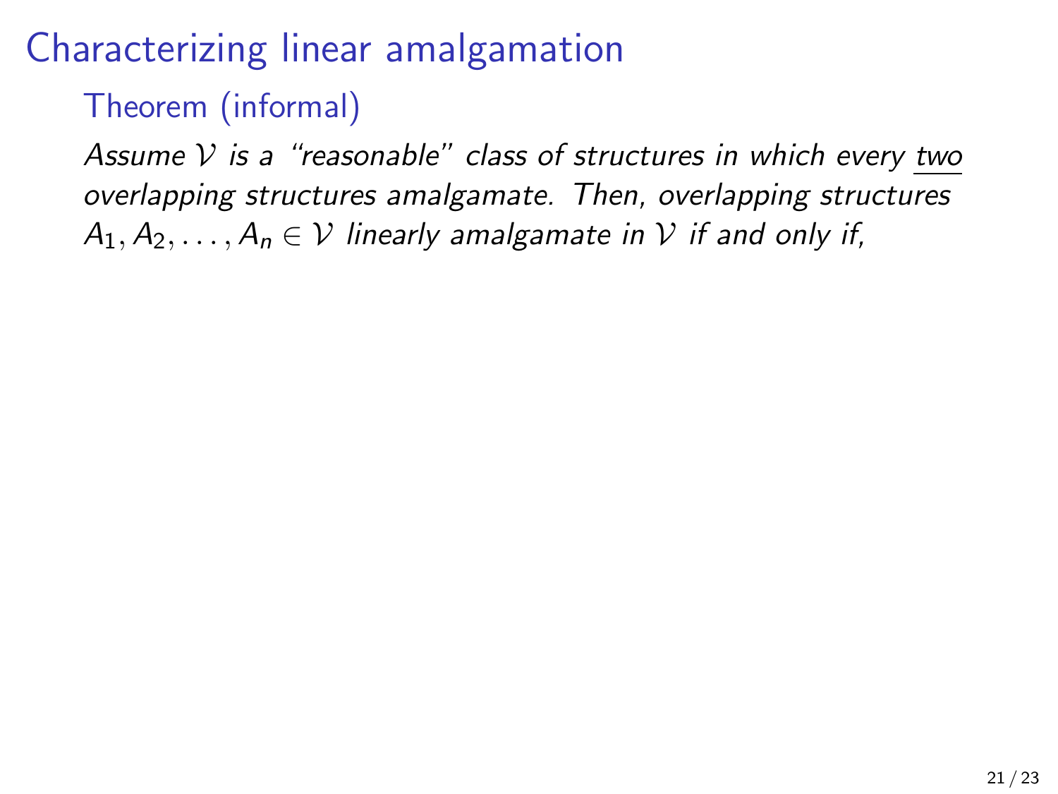# Characterizing linear amalgamation

### Theorem (informal)

*Assume $\mathcal{V}$ is a "reasonable" class of structures in which every <u>two</u> overlapping structures amalgamate. Then, overlapping structures $A_1, A_2, \ldots, A_n \in \mathcal{V}$ linearly amalgamate in $\mathcal{V}$ if and only if,*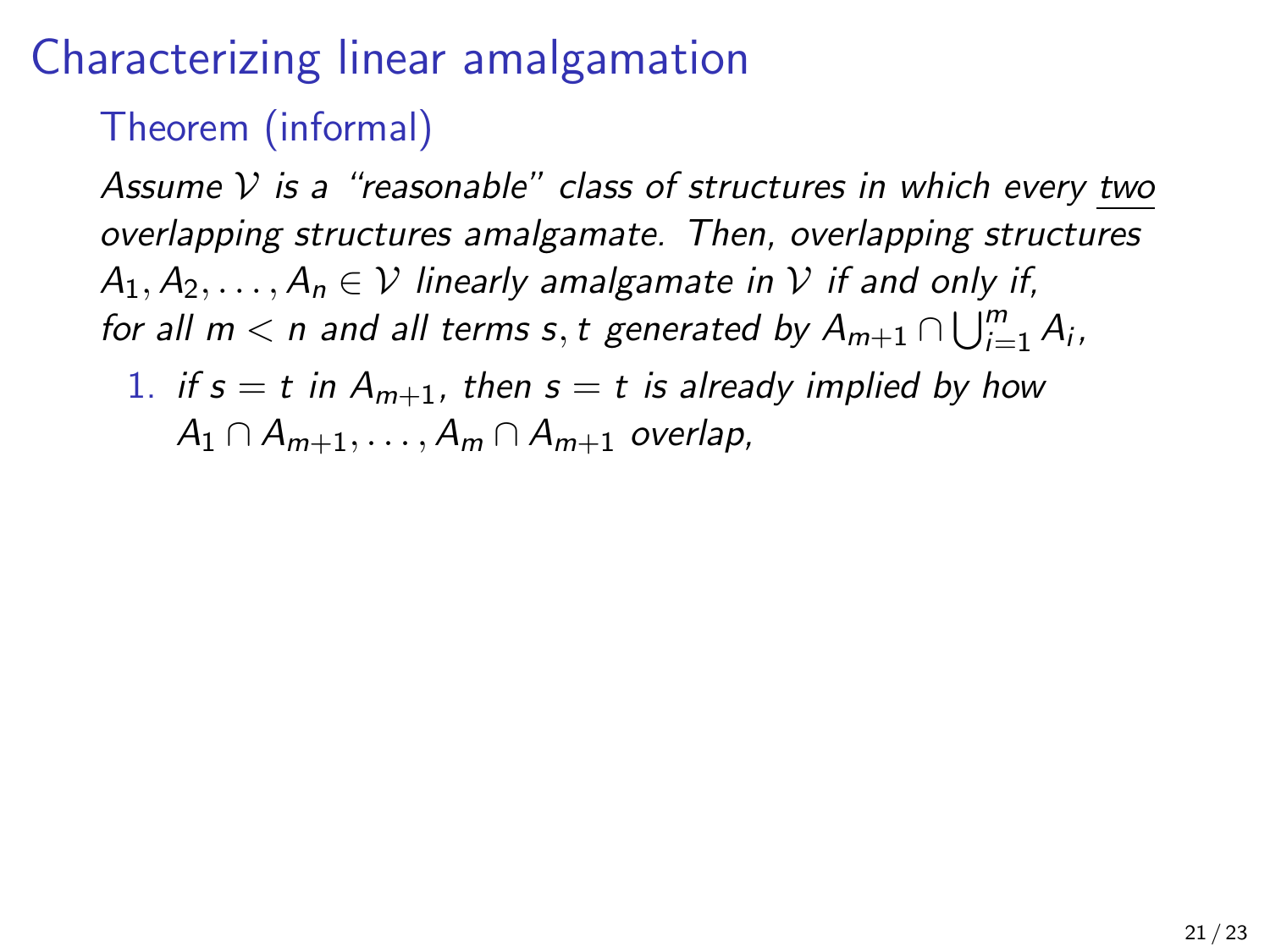# Characterizing linear amalgamation

### Theorem (informal)

*Assume $\mathcal{V}$ is a "reasonable" class of structures in which every* <u>*two*</u> *overlapping structures amalgamate. Then, overlapping structures $A_1, A_2, \ldots, A_n \in \mathcal{V}$ linearly amalgamate in $\mathcal{V}$ if and only if, for all $m < n$ and all terms $s, t$ generated by $A_{m+1} \cap \bigcup_{i=1}^{m} A_i$,*

1. *if $s = t$ in $A_{m+1}$, then $s = t$ is already implied by how $A_1 \cap A_{m+1}, \ldots, A_m \cap A_{m+1}$ overlap,*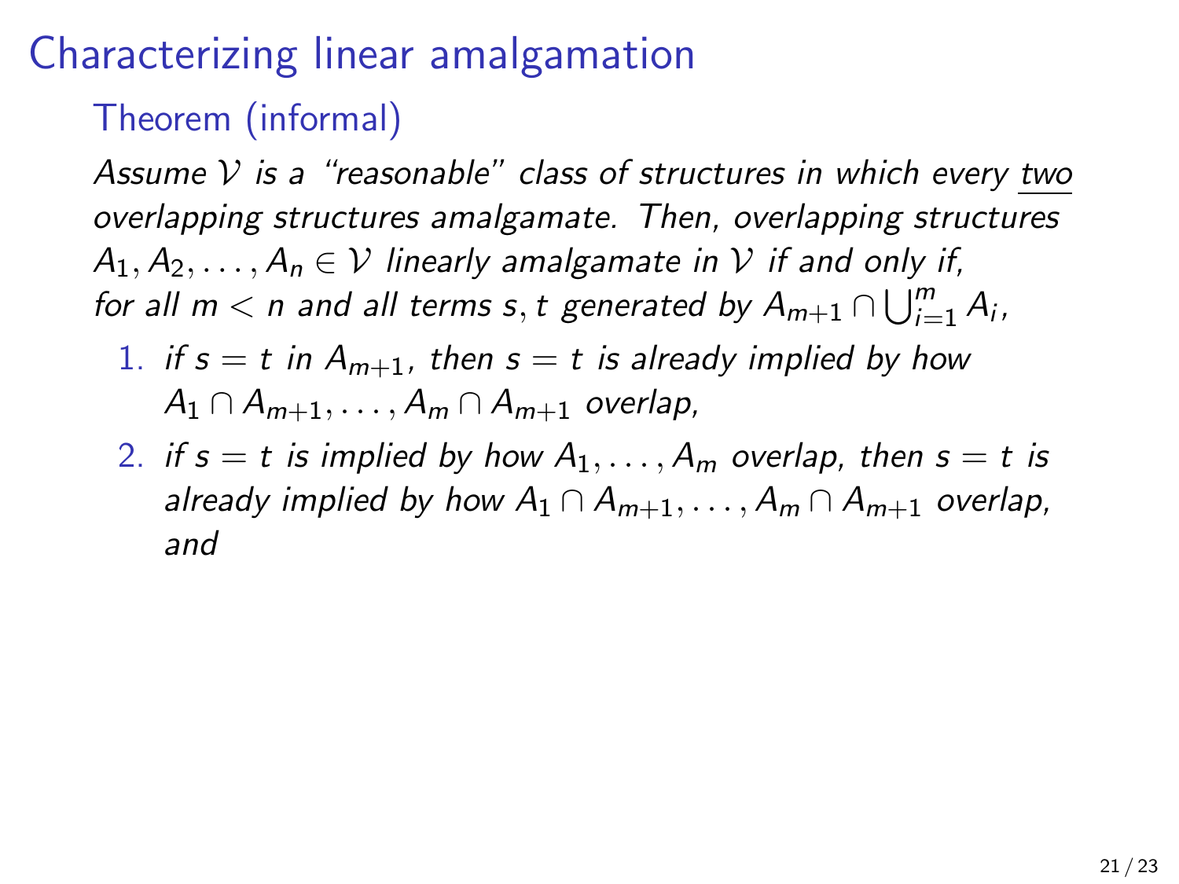# Characterizing linear amalgamation

## Theorem (informal)

*Assume $\mathcal{V}$ is a "reasonable" class of structures in which every <u>two</u> overlapping structures amalgamate. Then, overlapping structures $A_1, A_2, \ldots, A_n \in \mathcal{V}$ linearly amalgamate in $\mathcal{V}$ if and only if, for all $m < n$ and all terms $s, t$ generated by $A_{m+1} \cap \bigcup_{i=1}^{m} A_i$,*

1. *if $s = t$ in $A_{m+1}$, then $s = t$ is already implied by how $A_1 \cap A_{m+1}, \ldots, A_m \cap A_{m+1}$ overlap,*
2. *if $s = t$ is implied by how $A_1, \ldots, A_m$ overlap, then $s = t$ is already implied by how $A_1 \cap A_{m+1}, \ldots, A_m \cap A_{m+1}$ overlap, and*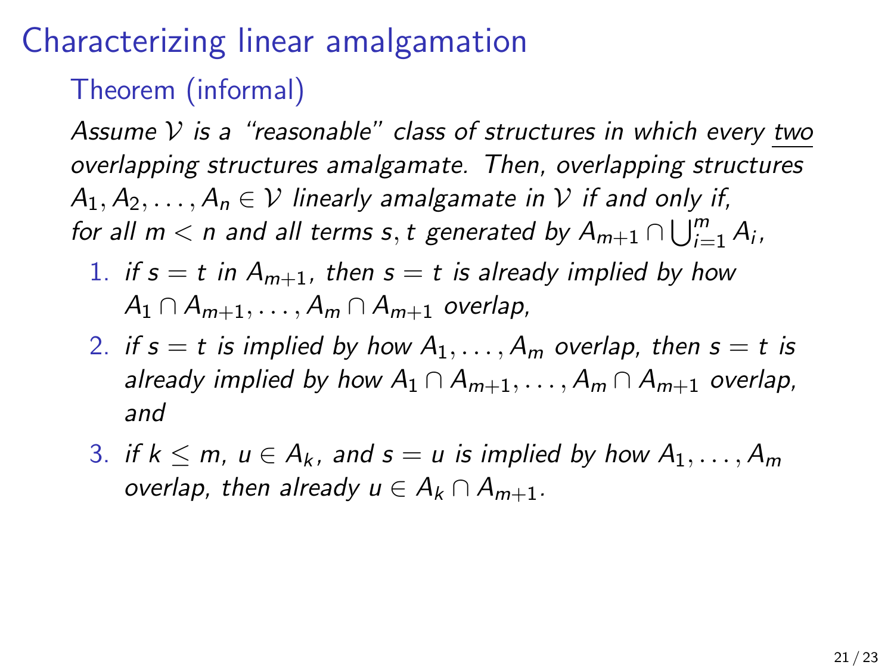# Characterizing linear amalgamation

## Theorem (informal)

*Assume $\mathcal{V}$ is a "reasonable" class of structures in which every* <u>*two*</u> *overlapping structures amalgamate. Then, overlapping structures $A_1, A_2, \ldots, A_n \in \mathcal{V}$ linearly amalgamate in $\mathcal{V}$ if and only if, for all $m < n$ and all terms $s, t$ generated by $A_{m+1} \cap \bigcup_{i=1}^{m} A_i$,*

1. *if $s = t$ in $A_{m+1}$, then $s = t$ is already implied by how $A_1 \cap A_{m+1}, \ldots, A_m \cap A_{m+1}$ overlap,*
2. *if $s = t$ is implied by how $A_1, \ldots, A_m$ overlap, then $s = t$ is already implied by how $A_1 \cap A_{m+1}, \ldots, A_m \cap A_{m+1}$ overlap, and*
3. *if $k \leq m$, $u \in A_k$, and $s = u$ is implied by how $A_1, \ldots, A_m$ overlap, then already $u \in A_k \cap A_{m+1}$.*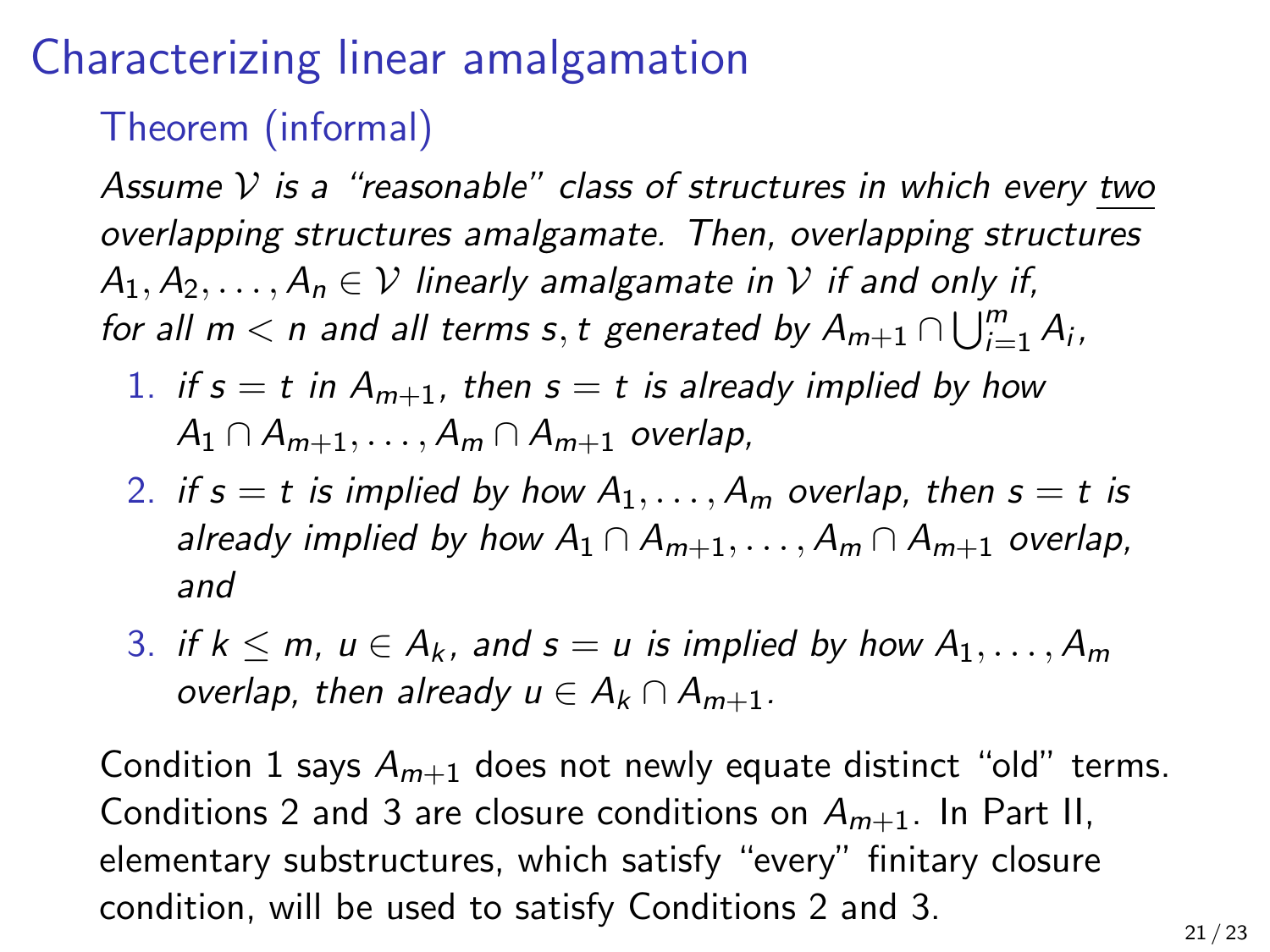# Characterizing linear amalgamation

## Theorem (informal)

*Assume $\mathcal{V}$ is a "reasonable" class of structures in which every <u>two</u> overlapping structures amalgamate. Then, overlapping structures $A_1, A_2, \ldots, A_n \in \mathcal{V}$ linearly amalgamate in $\mathcal{V}$ if and only if, for all $m < n$ and all terms $s, t$ generated by $A_{m+1} \cap \bigcup_{i=1}^{m} A_i$,*

1. *if $s = t$ in $A_{m+1}$, then $s = t$ is already implied by how $A_1 \cap A_{m+1}, \ldots, A_m \cap A_{m+1}$ overlap,*
2. *if $s = t$ is implied by how $A_1, \ldots, A_m$ overlap, then $s = t$ is already implied by how $A_1 \cap A_{m+1}, \ldots, A_m \cap A_{m+1}$ overlap, and*
3. *if $k \leq m$, $u \in A_k$, and $s = u$ is implied by how $A_1, \ldots, A_m$ overlap, then already $u \in A_k \cap A_{m+1}$.*

Condition 1 says $A_{m+1}$ does not newly equate distinct "old" terms. Conditions 2 and 3 are closure conditions on $A_{m+1}$. In Part II, elementary substructures, which satisfy "every" finitary closure condition, will be used to satisfy Conditions 2 and 3.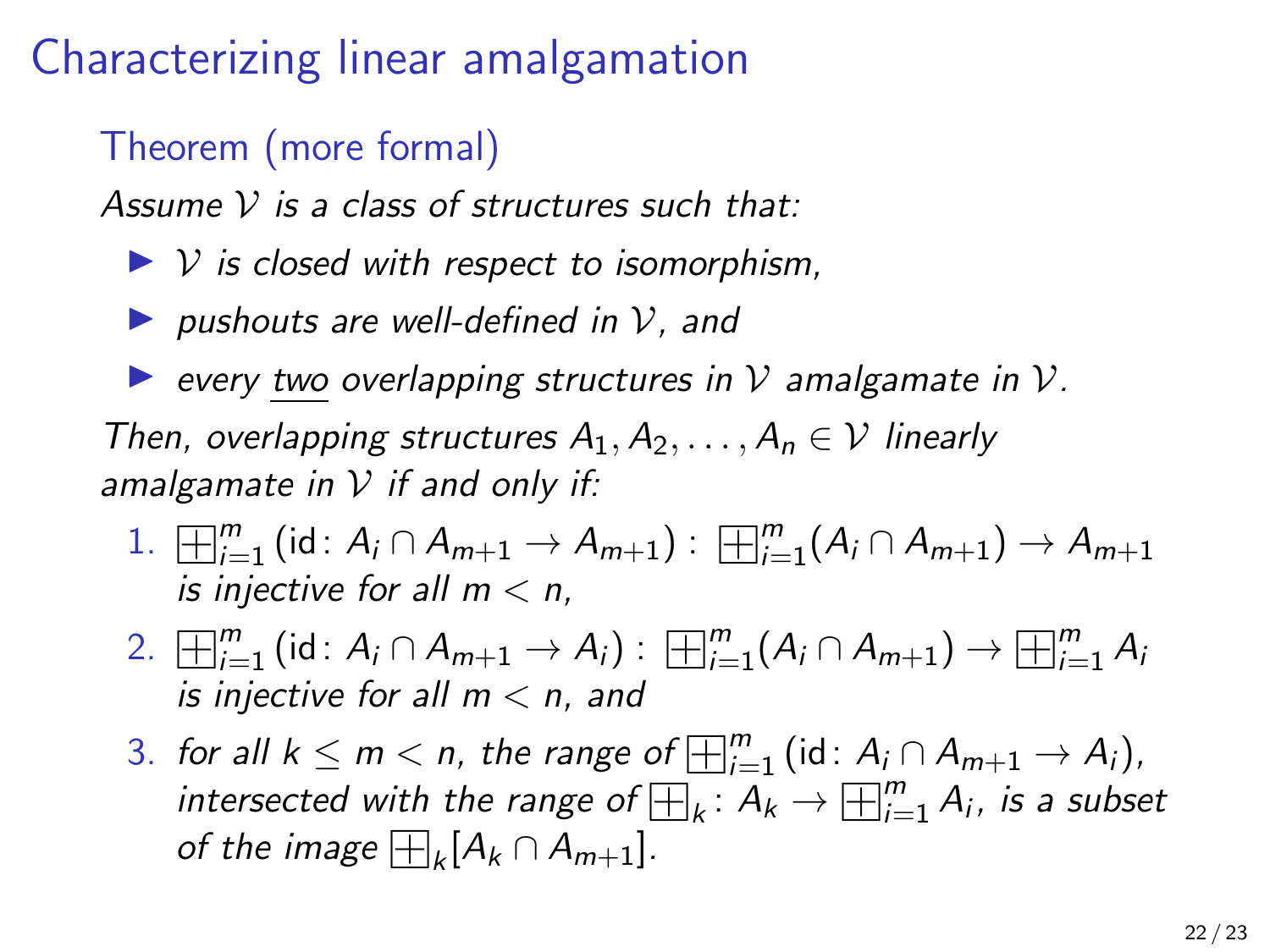# Characterizing linear amalgamation

## Theorem (more formal)

*Assume $\mathcal{V}$ is a class of structures such that:*

- *$\mathcal{V}$ is closed with respect to isomorphism,*
- *pushouts are well-defined in $\mathcal{V}$, and*
- *every <u>two</u> overlapping structures in $\mathcal{V}$ amalgamate in $\mathcal{V}$.*

*Then, overlapping structures $A_1, A_2, \ldots, A_n \in \mathcal{V}$ linearly amalgamate in $\mathcal{V}$ if and only if:*

1. $\boxplus_{i=1}^{m} (\mathrm{id}\colon A_i \cap A_{m+1} \to A_{m+1}) : \boxplus_{i=1}^{m}(A_i \cap A_{m+1}) \to A_{m+1}$ *is injective for all $m < n$,*
2. $\boxplus_{i=1}^{m} (\mathrm{id}\colon A_i \cap A_{m+1} \to A_i) : \boxplus_{i=1}^{m}(A_i \cap A_{m+1}) \to \boxplus_{i=1}^{m} A_i$ *is injective for all $m < n$, and*
3. *for all $k \leq m < n$, the range of $\boxplus_{i=1}^{m} (\mathrm{id}\colon A_i \cap A_{m+1} \to A_i)$, intersected with the range of $\boxplus_k \colon A_k \to \boxplus_{i=1}^{m} A_i$, is a subset of the image $\boxplus_k[A_k \cap A_{m+1}]$.*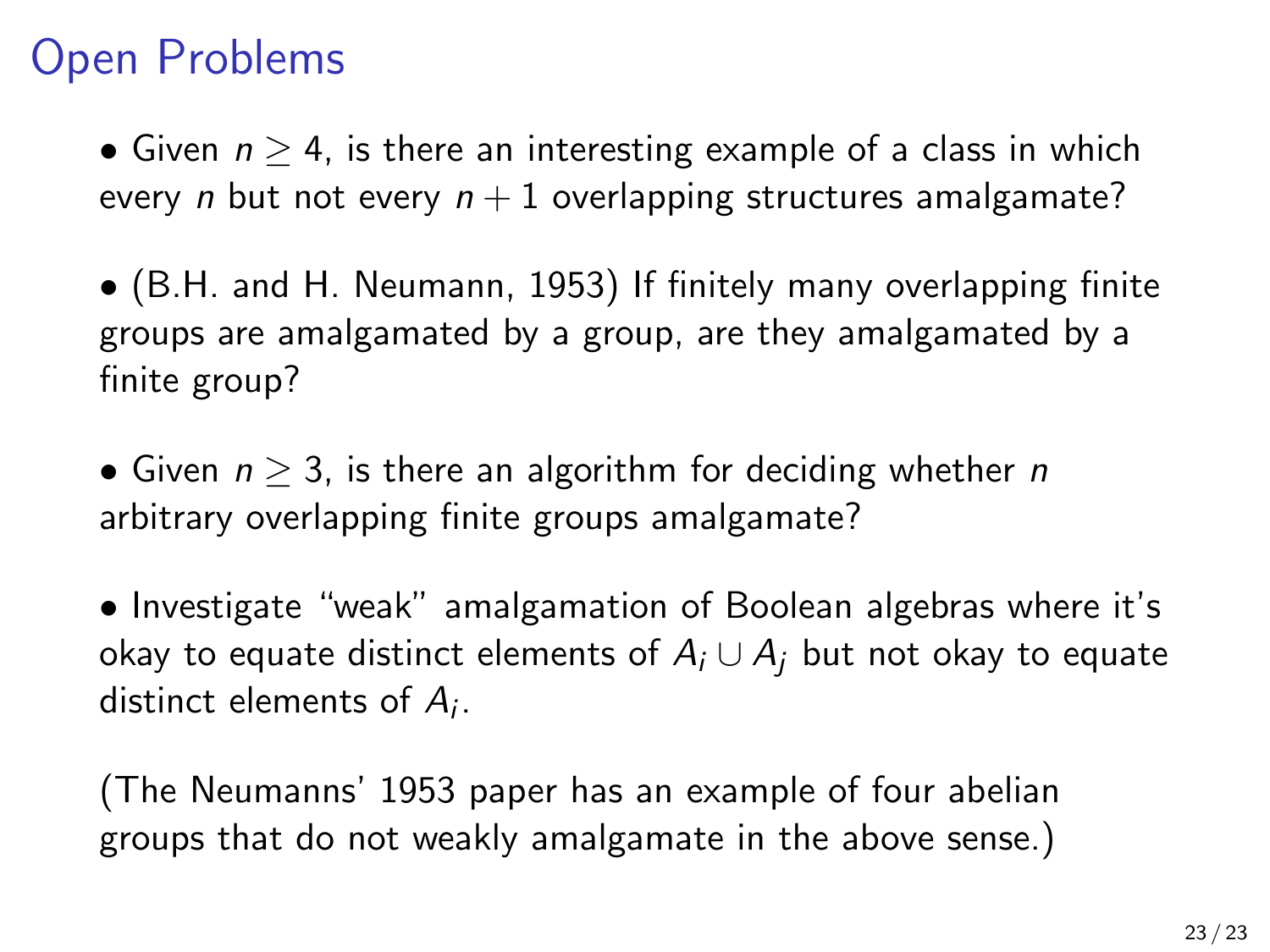# Open Problems

- Given $n \geq 4$, is there an interesting example of a class in which every $n$ but not every $n+1$ overlapping structures amalgamate?

- (B.H. and H. Neumann, 1953) If finitely many overlapping finite groups are amalgamated by a group, are they amalgamated by a finite group?

- Given $n \geq 3$, is there an algorithm for deciding whether $n$ arbitrary overlapping finite groups amalgamate?

- Investigate "weak" amalgamation of Boolean algebras where it's okay to equate distinct elements of $A_i \cup A_j$ but not okay to equate distinct elements of $A_i$.

(The Neumanns' 1953 paper has an example of four abelian groups that do not weakly amalgamate in the above sense.)